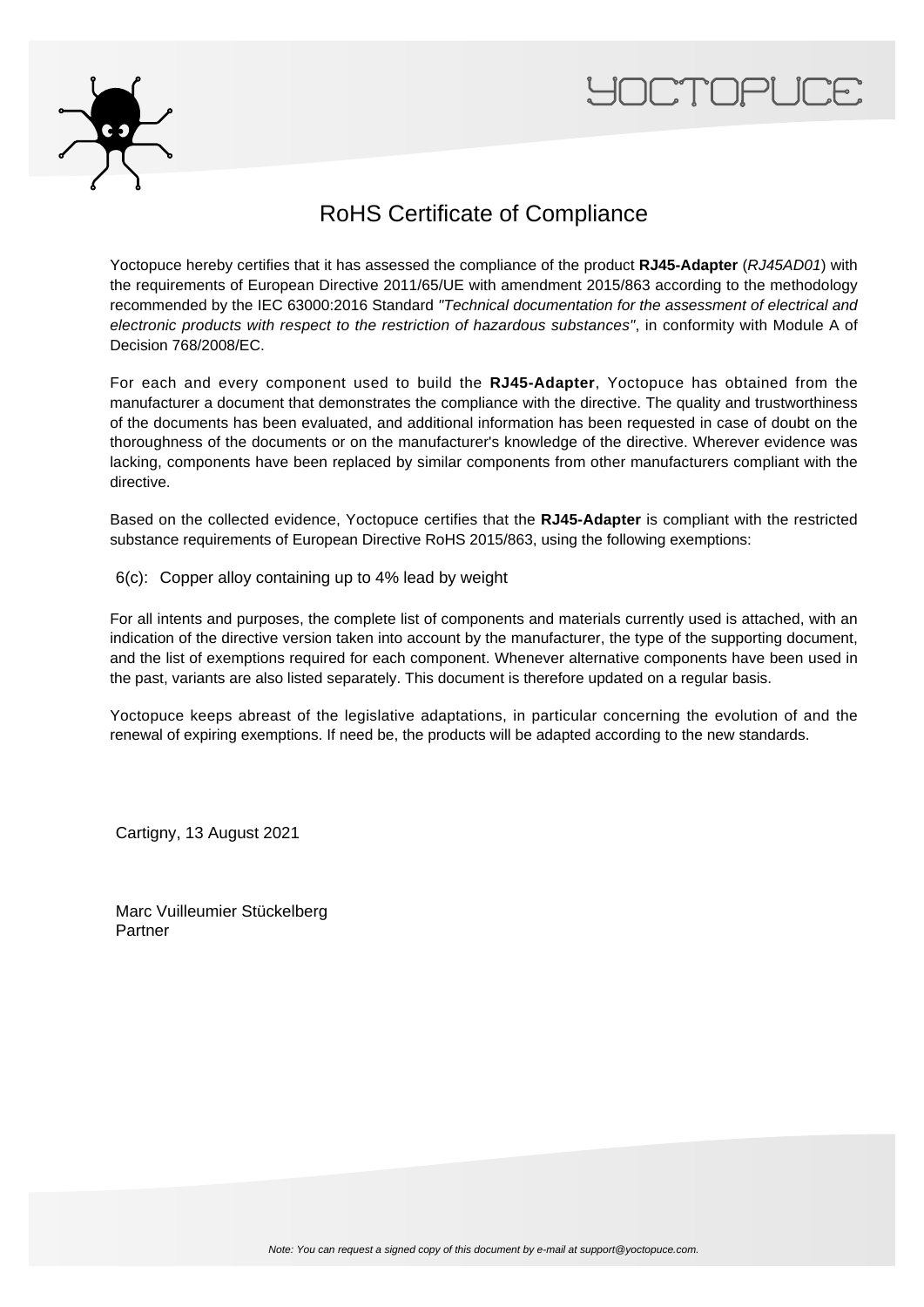# RoHS Certificate of Compliance

Yoctopuce hereby certifies that it has assessed the compliance of the product **RJ45-Adapter** (*RJ45AD01*) with the requirements of European Directive 2011/65/UE with amendment 2015/863 according to the methodology recommended by the IEC 63000:2016 Standard *"Technical documentation for the assessment of electrical and electronic products with respect to the restriction of hazardous substances"*, in conformity with Module A of Decision 768/2008/EC.

For each and every component used to build the **RJ45-Adapter**, Yoctopuce has obtained from the manufacturer a document that demonstrates the compliance with the directive. The quality and trustworthiness of the documents has been evaluated, and additional information has been requested in case of doubt on the thoroughness of the documents or on the manufacturer's knowledge of the directive. Wherever evidence was lacking, components have been replaced by similar components from other manufacturers compliant with the directive.

Based on the collected evidence, Yoctopuce certifies that the **RJ45-Adapter** is compliant with the restricted substance requirements of European Directive RoHS 2015/863, using the following exemptions:

6(c): Copper alloy containing up to 4% lead by weight

For all intents and purposes, the complete list of components and materials currently used is attached, with an indication of the directive version taken into account by the manufacturer, the type of the supporting document, and the list of exemptions required for each component. Whenever alternative components have been used in the past, variants are also listed separately. This document is therefore updated on a regular basis.

Yoctopuce keeps abreast of the legislative adaptations, in particular concerning the evolution of and the renewal of expiring exemptions. If need be, the products will be adapted according to the new standards.

Cartigny, 13 August 2021

Marc Vuilleumier Stückelberg
Partner

*Note: You can request a signed copy of this document by e-mail at support@yoctopuce.com.*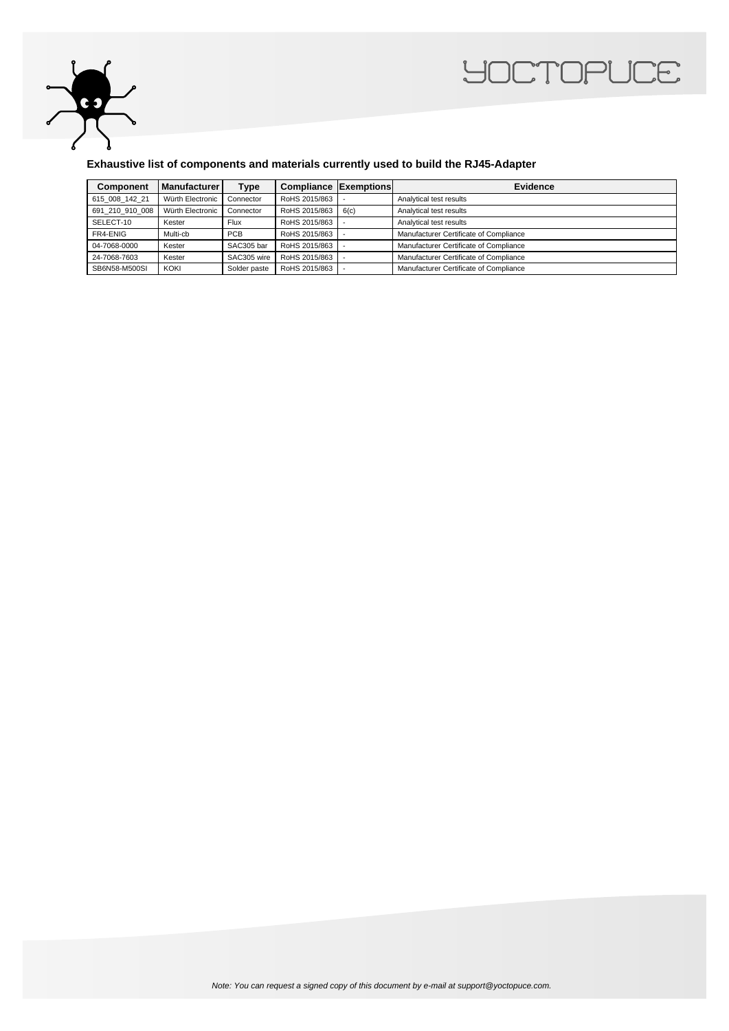**Exhaustive list of components and materials currently used to build the RJ45-Adapter**

| Component | Manufacturer | Type | Compliance | Exemptions | Evidence |
|---|---|---|---|---|---|
| 615_008_142_21 | Würth Electronic | Connector | RoHS 2015/863 | - | Analytical test results |
| 691_210_910_008 | Würth Electronic | Connector | RoHS 2015/863 | 6(c) | Analytical test results |
| SELECT-10 | Kester | Flux | RoHS 2015/863 | - | Analytical test results |
| FR4-ENIG | Multi-cb | PCB | RoHS 2015/863 | - | Manufacturer Certificate of Compliance |
| 04-7068-0000 | Kester | SAC305 bar | RoHS 2015/863 | - | Manufacturer Certificate of Compliance |
| 24-7068-7603 | Kester | SAC305 wire | RoHS 2015/863 | - | Manufacturer Certificate of Compliance |
| SB6N58-M500SI | KOKI | Solder paste | RoHS 2015/863 | - | Manufacturer Certificate of Compliance |

*Note: You can request a signed copy of this document by e-mail at support@yoctopuce.com.*